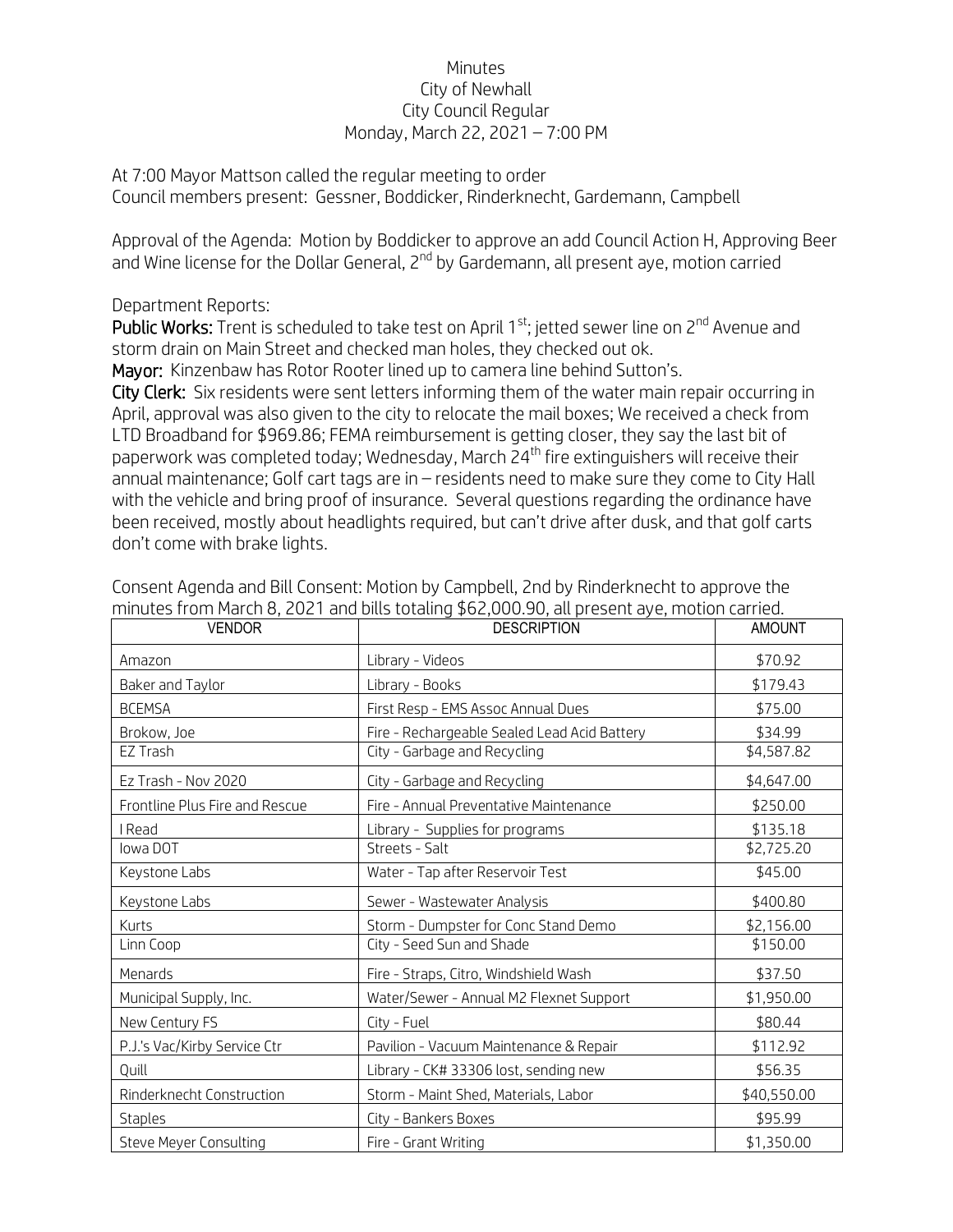Minutes
City of Newhall
City Council Regular
Monday, March 22, 2021 – 7:00 PM

At 7:00 Mayor Mattson called the regular meeting to order
Council members present: Gessner, Boddicker, Rinderknecht, Gardemann, Campbell

Approval of the Agenda: Motion by Boddicker to approve an add Council Action H, Approving Beer and Wine license for the Dollar General, 2nd by Gardemann, all present aye, motion carried

Department Reports:

**Public Works:** Trent is scheduled to take test on April 1st; jetted sewer line on 2nd Avenue and storm drain on Main Street and checked man holes, they checked out ok.

**Mayor:** Kinzenbaw has Rotor Rooter lined up to camera line behind Sutton's.

**City Clerk:** Six residents were sent letters informing them of the water main repair occurring in April, approval was also given to the city to relocate the mail boxes; We received a check from LTD Broadband for $969.86; FEMA reimbursement is getting closer, they say the last bit of paperwork was completed today; Wednesday, March 24th fire extinguishers will receive their annual maintenance; Golf cart tags are in – residents need to make sure they come to City Hall with the vehicle and bring proof of insurance. Several questions regarding the ordinance have been received, mostly about headlights required, but can't drive after dusk, and that golf carts don't come with brake lights.

Consent Agenda and Bill Consent: Motion by Campbell, 2nd by Rinderknecht to approve the minutes from March 8, 2021 and bills totaling $62,000.90, all present aye, motion carried.

| VENDOR | DESCRIPTION | AMOUNT |
|---|---|---|
| Amazon | Library - Videos | $70.92 |
| Baker and Taylor | Library - Books | $179.43 |
| BCEMSA | First Resp - EMS Assoc Annual Dues | $75.00 |
| Brokow, Joe | Fire - Rechargeable Sealed Lead Acid Battery | $34.99 |
| EZ Trash | City - Garbage and Recycling | $4,587.82 |
| Ez Trash - Nov 2020 | City - Garbage and Recycling | $4,647.00 |
| Frontline Plus Fire and Rescue | Fire - Annual Preventative Maintenance | $250.00 |
| I Read | Library - Supplies for programs | $135.18 |
| Iowa DOT | Streets - Salt | $2,725.20 |
| Keystone Labs | Water - Tap after Reservoir Test | $45.00 |
| Keystone Labs | Sewer - Wastewater Analysis | $400.80 |
| Kurts | Storm - Dumpster for Conc Stand Demo | $2,156.00 |
| Linn Coop | City - Seed Sun and Shade | $150.00 |
| Menards | Fire - Straps, Citro, Windshield Wash | $37.50 |
| Municipal Supply, Inc. | Water/Sewer - Annual M2 Flexnet Support | $1,950.00 |
| New Century FS | City - Fuel | $80.44 |
| P.J.'s Vac/Kirby Service Ctr | Pavilion - Vacuum Maintenance & Repair | $112.92 |
| Quill | Library - CK# 33306 lost, sending new | $56.35 |
| Rinderknecht Construction | Storm - Maint Shed, Materials, Labor | $40,550.00 |
| Staples | City - Bankers Boxes | $95.99 |
| Steve Meyer Consulting | Fire - Grant Writing | $1,350.00 |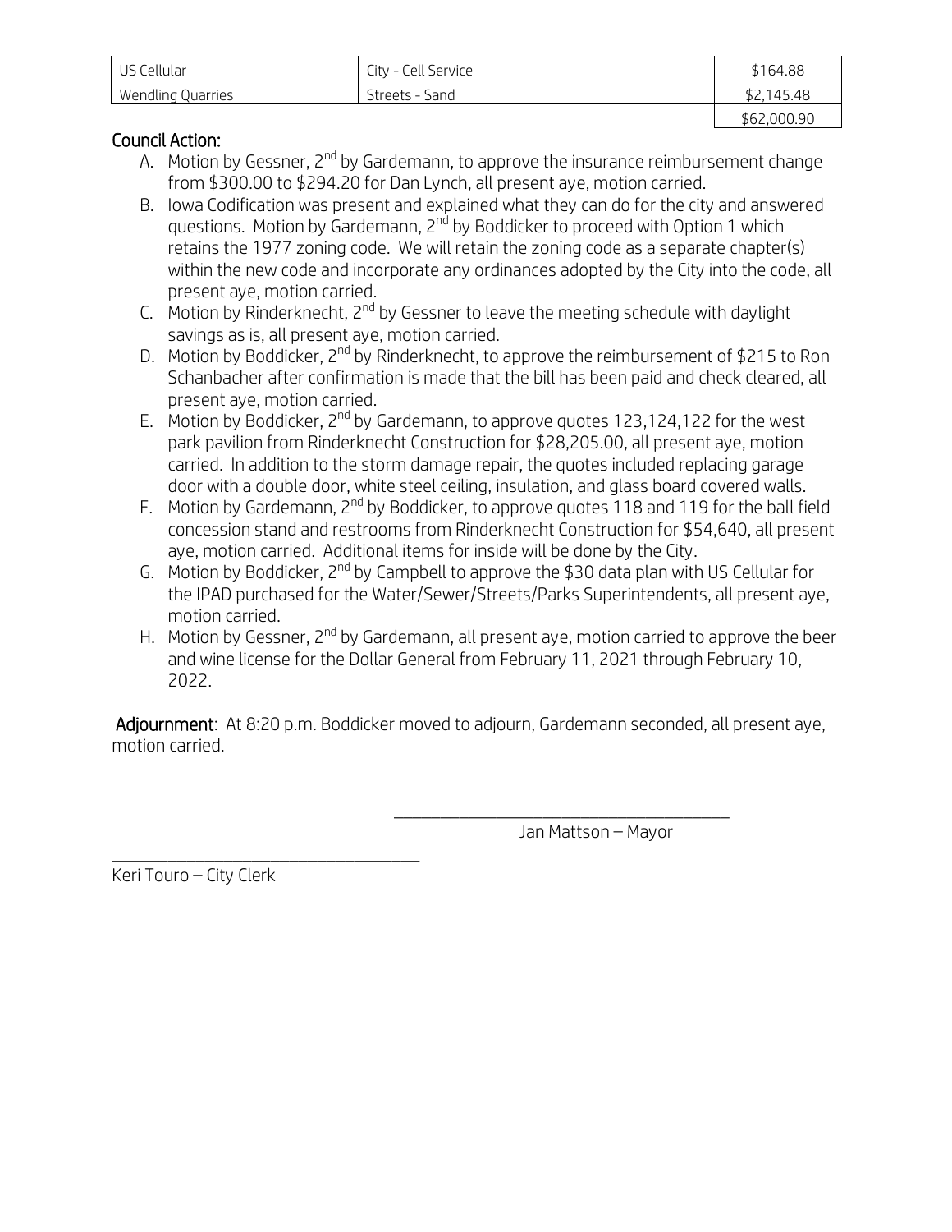| | | |
|---|---|---|
| US Cellular | City - Cell Service | \$164.88 |
| Wendling Quarries | Streets - Sand | \$2,145.48 |
| | | \$62,000.90 |

## Council Action:

A. Motion by Gessner, 2nd by Gardemann, to approve the insurance reimbursement change from \$300.00 to \$294.20 for Dan Lynch, all present aye, motion carried.

B. Iowa Codification was present and explained what they can do for the city and answered questions. Motion by Gardemann, 2nd by Boddicker to proceed with Option 1 which retains the 1977 zoning code. We will retain the zoning code as a separate chapter(s) within the new code and incorporate any ordinances adopted by the City into the code, all present aye, motion carried.

C. Motion by Rinderknecht, 2nd by Gessner to leave the meeting schedule with daylight savings as is, all present aye, motion carried.

D. Motion by Boddicker, 2nd by Rinderknecht, to approve the reimbursement of \$215 to Ron Schanbacher after confirmation is made that the bill has been paid and check cleared, all present aye, motion carried.

E. Motion by Boddicker, 2nd by Gardemann, to approve quotes 123,124,122 for the west park pavilion from Rinderknecht Construction for \$28,205.00, all present aye, motion carried. In addition to the storm damage repair, the quotes included replacing garage door with a double door, white steel ceiling, insulation, and glass board covered walls.

F. Motion by Gardemann, 2nd by Boddicker, to approve quotes 118 and 119 for the ball field concession stand and restrooms from Rinderknecht Construction for \$54,640, all present aye, motion carried. Additional items for inside will be done by the City.

G. Motion by Boddicker, 2nd by Campbell to approve the \$30 data plan with US Cellular for the IPAD purchased for the Water/Sewer/Streets/Parks Superintendents, all present aye, motion carried.

H. Motion by Gessner, 2nd by Gardemann, all present aye, motion carried to approve the beer and wine license for the Dollar General from February 11, 2021 through February 10, 2022.

**Adjournment**: At 8:20 p.m. Boddicker moved to adjourn, Gardemann seconded, all present aye, motion carried.

\_\_\_\_\_\_\_\_\_\_\_\_\_\_\_\_\_\_\_\_\_\_\_\_\_\_\_\_\_\_\_\_\_\_\_\_\_\_\_\_

Jan Mattson – Mayor

\_\_\_\_\_\_\_\_\_\_\_\_\_\_\_\_\_\_\_\_\_\_\_\_\_\_\_\_\_\_\_\_\_\_\_\_\_\_\_\_

Keri Touro – City Clerk